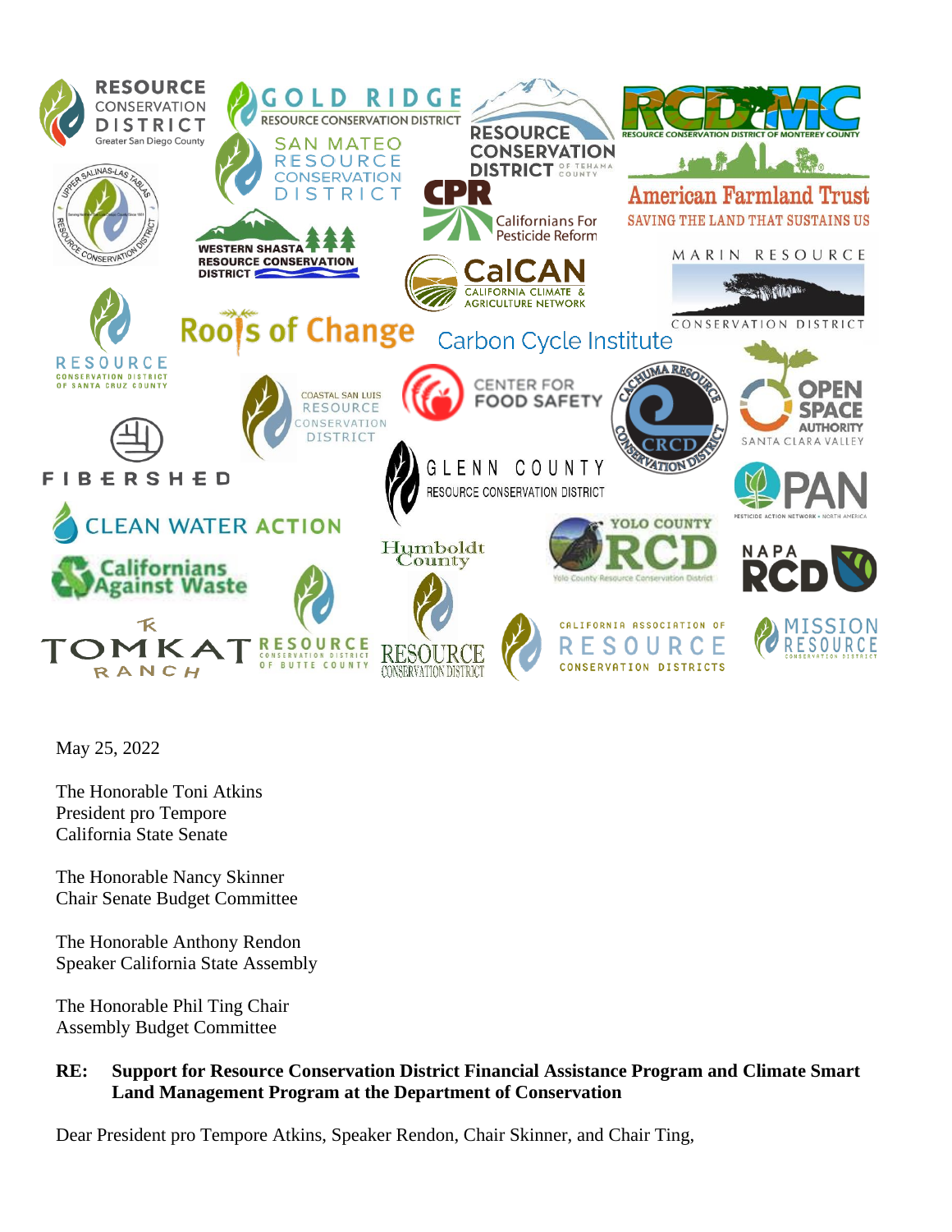RESOURCE CONSERVATION DISTRICT Greater San Diego County

GOLD RIDGE RESOURCE CONSERVATION DISTRICT

RESOURCE CONSERVATION DISTRICT OF TEHAMA COUNTY

RCDMC RESOURCE CONSERVATION DISTRICT OF MONTEREY COUNTY

UPPER SALINAS-LAS TABLAS RESOURCE CONSERVATION DISTRICT

SAN MATEO RESOURCE CONSERVATION DISTRICT

CPR Californians For Pesticide Reform

American Farmland Trust SAVING THE LAND THAT SUSTAINS US

WESTERN SHASTA RESOURCE CONSERVATION DISTRICT

CalCAN CALIFORNIA CLIMATE & AGRICULTURE NETWORK

MARIN RESOURCE CONSERVATION DISTRICT

RESOURCE CONSERVATION DISTRICT OF SANTA CRUZ COUNTY

Roots of Change

Carbon Cycle Institute

COASTAL SAN LUIS RESOURCE CONSERVATION DISTRICT

CENTER FOR FOOD SAFETY

CACHUMA RESOURCE CONSERVATION DISTRICT CRCD

OPEN SPACE AUTHORITY SANTA CLARA VALLEY

FIBERSHED

GLENN COUNTY RESOURCE CONSERVATION DISTRICT

PAN PESTICIDE ACTION NETWORK • NORTH AMERICA

CLEAN WATER ACTION

Humboldt County

YOLO COUNTY RCD Yolo County Resource Conservation District

NAPA RCD

Californians Against Waste

TOMKAT RANCH

RESOURCE CONSERVATION DISTRICT OF BUTTE COUNTY

RESOURCE CONSERVATION DISTRICT

CALIFORNIA ASSOCIATION OF RESOURCE CONSERVATION DISTRICTS

MISSION RESOURCE CONSERVATION DISTRICT

May 25, 2022

The Honorable Toni Atkins
President pro Tempore
California State Senate

The Honorable Nancy Skinner
Chair Senate Budget Committee

The Honorable Anthony Rendon
Speaker California State Assembly

The Honorable Phil Ting Chair
Assembly Budget Committee

**RE: Support for Resource Conservation District Financial Assistance Program and Climate Smart Land Management Program at the Department of Conservation**

Dear President pro Tempore Atkins, Speaker Rendon, Chair Skinner, and Chair Ting,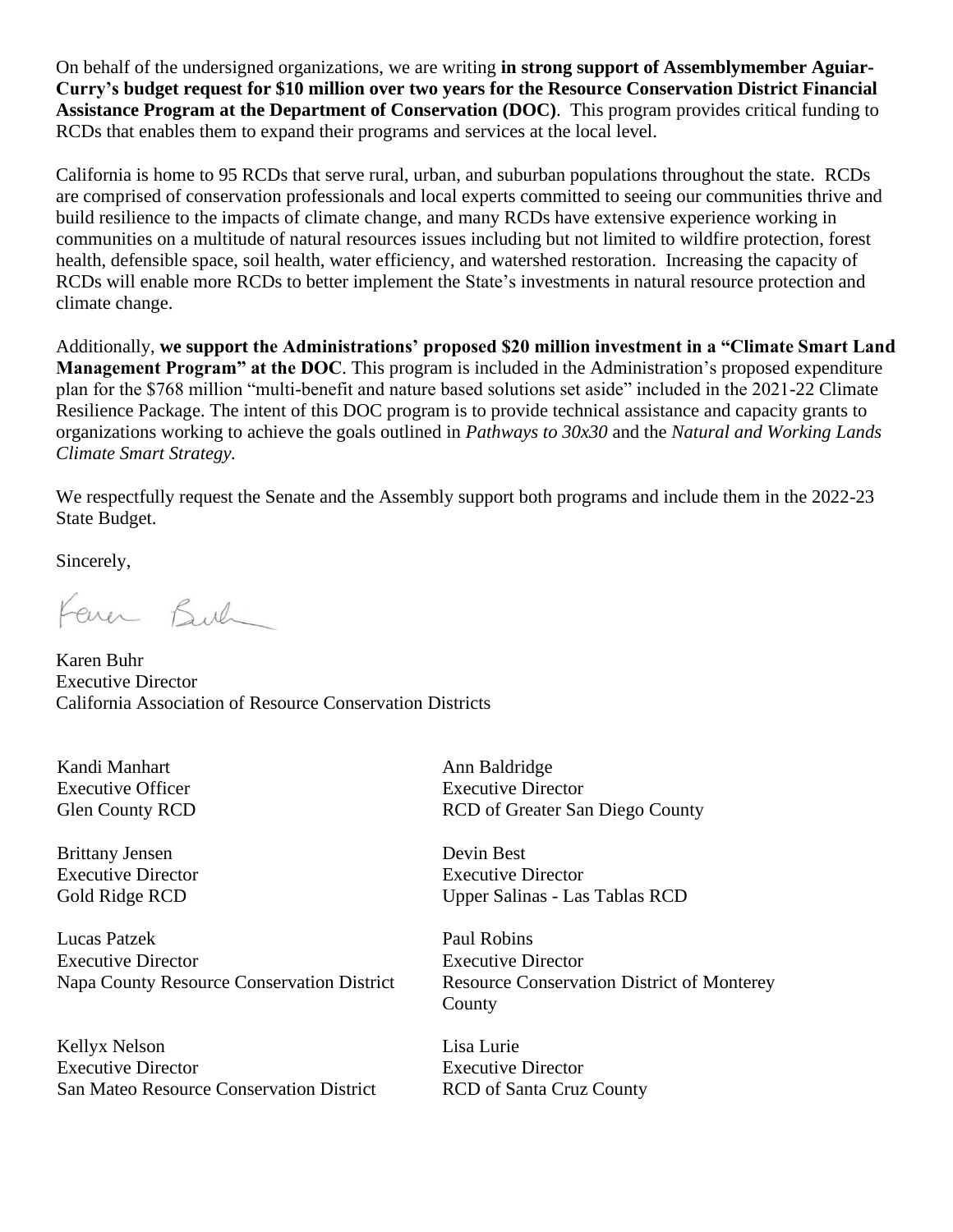On behalf of the undersigned organizations, we are writing **in strong support of Assemblymember Aguiar-Curry's budget request for $10 million over two years for the Resource Conservation District Financial Assistance Program at the Department of Conservation (DOC)**. This program provides critical funding to RCDs that enables them to expand their programs and services at the local level.

California is home to 95 RCDs that serve rural, urban, and suburban populations throughout the state. RCDs are comprised of conservation professionals and local experts committed to seeing our communities thrive and build resilience to the impacts of climate change, and many RCDs have extensive experience working in communities on a multitude of natural resources issues including but not limited to wildfire protection, forest health, defensible space, soil health, water efficiency, and watershed restoration. Increasing the capacity of RCDs will enable more RCDs to better implement the State's investments in natural resource protection and climate change.

Additionally, **we support the Administrations' proposed $20 million investment in a "Climate Smart Land Management Program" at the DOC**. This program is included in the Administration's proposed expenditure plan for the $768 million "multi-benefit and nature based solutions set aside" included in the 2021-22 Climate Resilience Package. The intent of this DOC program is to provide technical assistance and capacity grants to organizations working to achieve the goals outlined in *Pathways to 30x30* and the *Natural and Working Lands Climate Smart Strategy.*

We respectfully request the Senate and the Assembly support both programs and include them in the 2022-23 State Budget.

Sincerely,

Karen Buhr
Executive Director
California Association of Resource Conservation Districts

Kandi Manhart
Executive Officer
Glen County RCD

Ann Baldridge
Executive Director
RCD of Greater San Diego County

Brittany Jensen
Executive Director
Gold Ridge RCD

Devin Best
Executive Director
Upper Salinas - Las Tablas RCD

Lucas Patzek
Executive Director
Napa County Resource Conservation District

Paul Robins
Executive Director
Resource Conservation District of Monterey County

Kellyx Nelson
Executive Director
San Mateo Resource Conservation District

Lisa Lurie
Executive Director
RCD of Santa Cruz County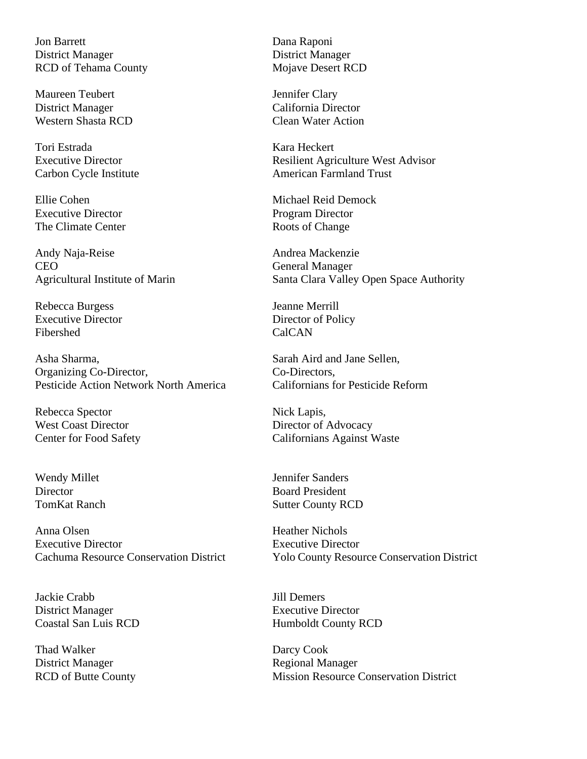Jon Barrett
District Manager
RCD of Tehama County

Maureen Teubert
District Manager
Western Shasta RCD

Tori Estrada
Executive Director
Carbon Cycle Institute

Ellie Cohen
Executive Director
The Climate Center

Andy Naja-Reise
CEO
Agricultural Institute of Marin

Rebecca Burgess
Executive Director
Fibershed

Asha Sharma,
Organizing Co-Director,
Pesticide Action Network North America

Rebecca Spector
West Coast Director
Center for Food Safety

Wendy Millet
Director
TomKat Ranch

Anna Olsen
Executive Director
Cachuma Resource Conservation District

Jackie Crabb
District Manager
Coastal San Luis RCD

Thad Walker
District Manager
RCD of Butte County

Dana Raponi
District Manager
Mojave Desert RCD

Jennifer Clary
California Director
Clean Water Action

Kara Heckert
Resilient Agriculture West Advisor
American Farmland Trust

Michael Reid Demock
Program Director
Roots of Change

Andrea Mackenzie
General Manager
Santa Clara Valley Open Space Authority

Jeanne Merrill
Director of Policy
CalCAN

Sarah Aird and Jane Sellen,
Co-Directors,
Californians for Pesticide Reform

Nick Lapis,
Director of Advocacy
Californians Against Waste

Jennifer Sanders
Board President
Sutter County RCD

Heather Nichols
Executive Director
Yolo County Resource Conservation District

Jill Demers
Executive Director
Humboldt County RCD

Darcy Cook
Regional Manager
Mission Resource Conservation District